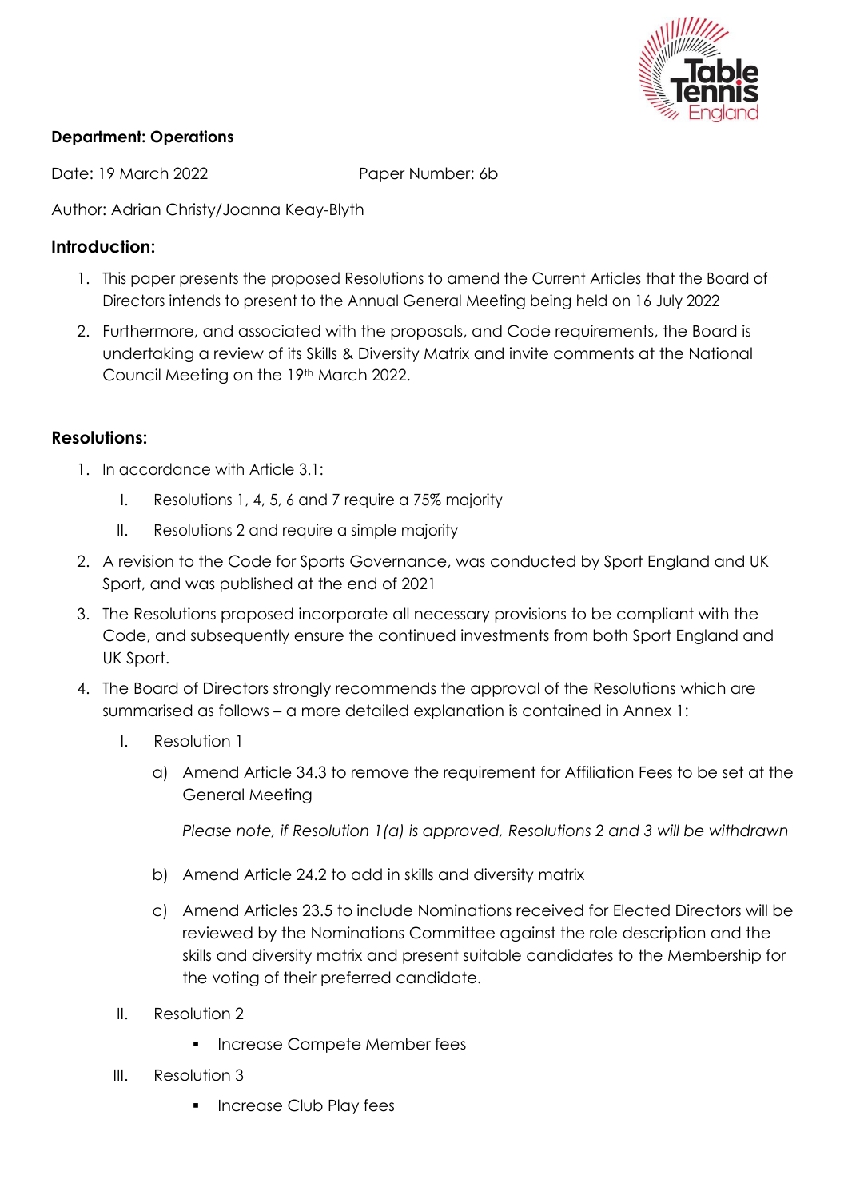**Department: Operations**

Date: 19 March 2022 Paper Number: 6b

Author: Adrian Christy/Joanna Keay-Blyth

## Introduction:

1. This paper presents the proposed Resolutions to amend the Current Articles that the Board of Directors intends to present to the Annual General Meeting being held on 16 July 2022
2. Furthermore, and associated with the proposals, and Code requirements, the Board is undertaking a review of its Skills & Diversity Matrix and invite comments at the National Council Meeting on the 19th March 2022.

## Resolutions:

1. In accordance with Article 3.1:
   I. Resolutions 1, 4, 5, 6 and 7 require a 75% majority
   II. Resolutions 2 and require a simple majority
2. A revision to the Code for Sports Governance, was conducted by Sport England and UK Sport, and was published at the end of 2021
3. The Resolutions proposed incorporate all necessary provisions to be compliant with the Code, and subsequently ensure the continued investments from both Sport England and UK Sport.
4. The Board of Directors strongly recommends the approval of the Resolutions which are summarised as follows – a more detailed explanation is contained in Annex 1:
   I. Resolution 1
      a) Amend Article 34.3 to remove the requirement for Affiliation Fees to be set at the General Meeting

         *Please note, if Resolution 1(a) is approved, Resolutions 2 and 3 will be withdrawn*

      b) Amend Article 24.2 to add in skills and diversity matrix
      c) Amend Articles 23.5 to include Nominations received for Elected Directors will be reviewed by the Nominations Committee against the role description and the skills and diversity matrix and present suitable candidates to the Membership for the voting of their preferred candidate.

   II. Resolution 2
      - Increase Compete Member fees

   III. Resolution 3
      - Increase Club Play fees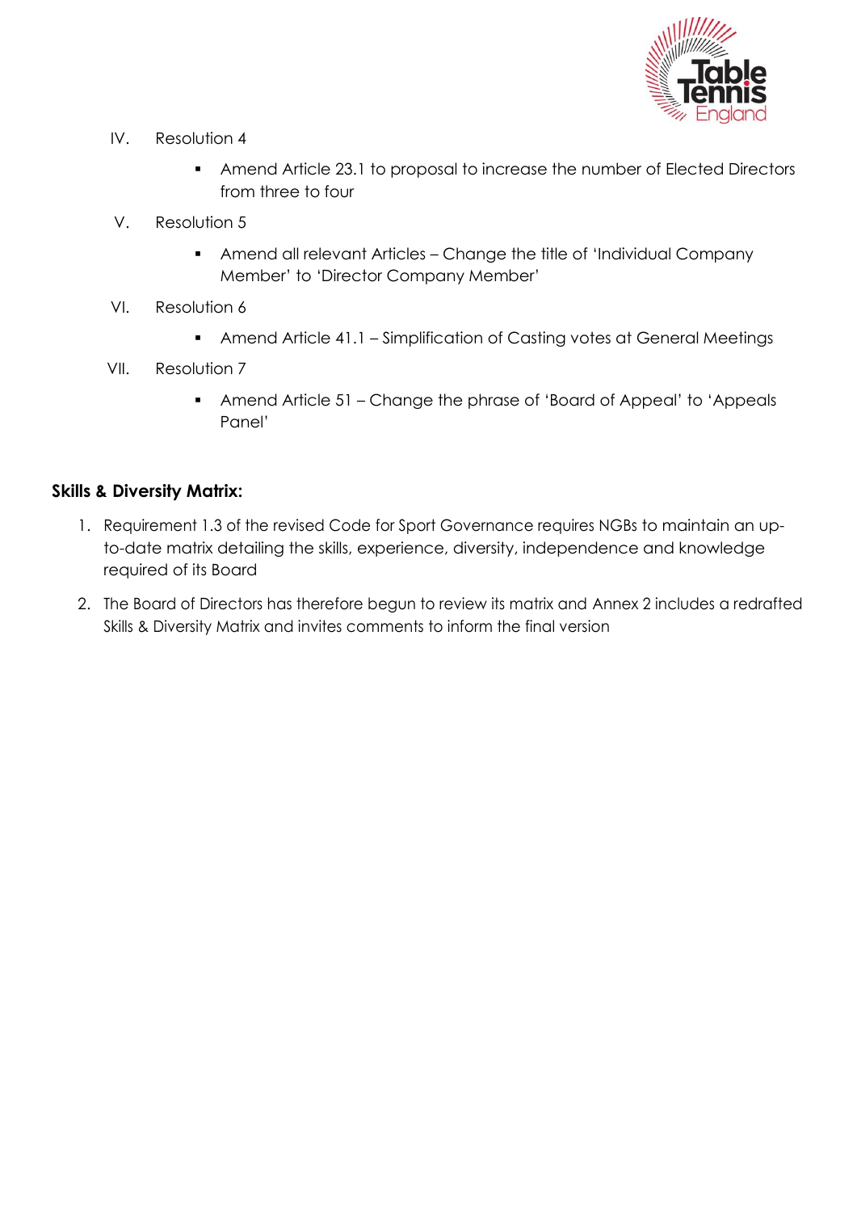IV. Resolution 4

- Amend Article 23.1 to proposal to increase the number of Elected Directors from three to four

V. Resolution 5

- Amend all relevant Articles – Change the title of 'Individual Company Member' to 'Director Company Member'

VI. Resolution 6

- Amend Article 41.1 – Simplification of Casting votes at General Meetings

VII. Resolution 7

- Amend Article 51 – Change the phrase of 'Board of Appeal' to 'Appeals Panel'

**Skills & Diversity Matrix:**

1. Requirement 1.3 of the revised Code for Sport Governance requires NGBs to maintain an up-to-date matrix detailing the skills, experience, diversity, independence and knowledge required of its Board
2. The Board of Directors has therefore begun to review its matrix and Annex 2 includes a redrafted Skills & Diversity Matrix and invites comments to inform the final version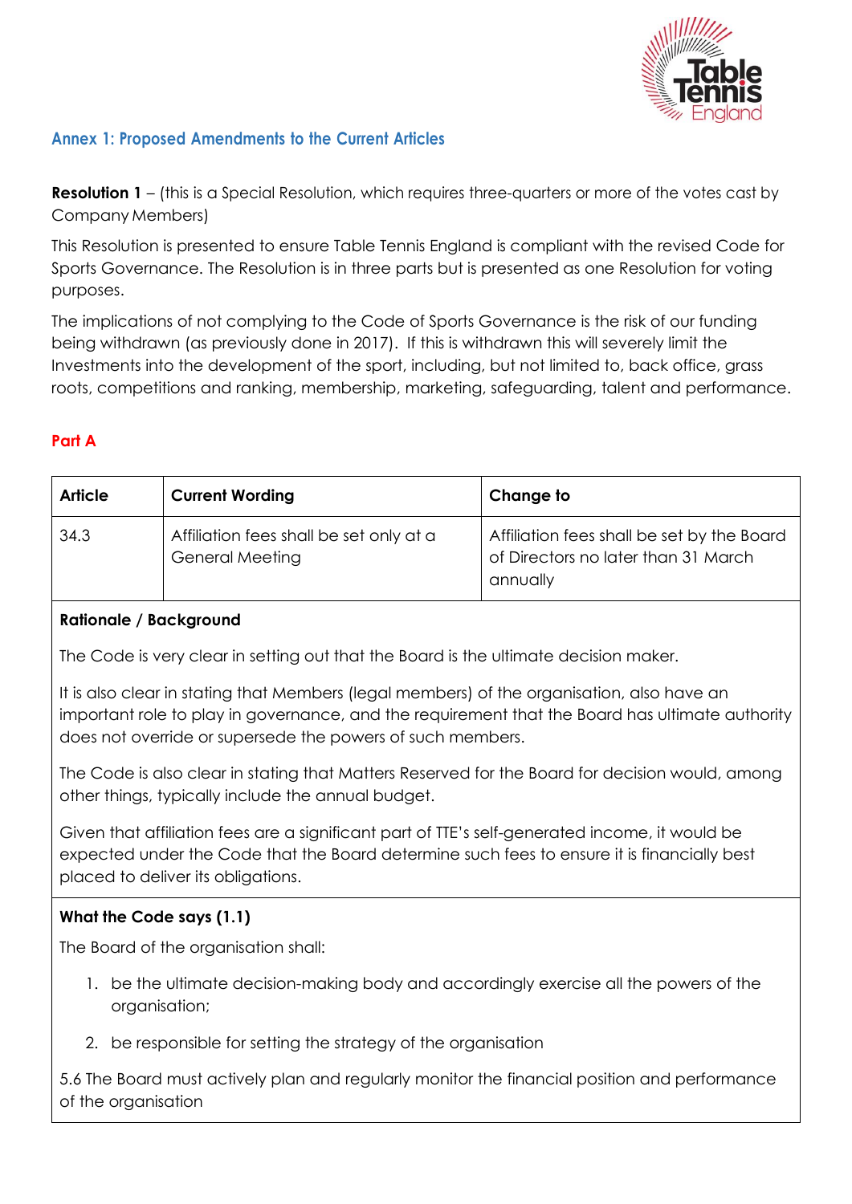## Annex 1: Proposed Amendments to the Current Articles

**Resolution 1** – (this is a Special Resolution, which requires three-quarters or more of the votes cast by Company Members)

This Resolution is presented to ensure Table Tennis England is compliant with the revised Code for Sports Governance. The Resolution is in three parts but is presented as one Resolution for voting purposes.

The implications of not complying to the Code of Sports Governance is the risk of our funding being withdrawn (as previously done in 2017). If this is withdrawn this will severely limit the Investments into the development of the sport, including, but not limited to, back office, grass roots, competitions and ranking, membership, marketing, safeguarding, talent and performance.

### Part A

| Article | Current Wording | Change to |
|---|---|---|
| 34.3 | Affiliation fees shall be set only at a General Meeting | Affiliation fees shall be set by the Board of Directors no later than 31 March annually |

**Rationale / Background**

The Code is very clear in setting out that the Board is the ultimate decision maker.

It is also clear in stating that Members (legal members) of the organisation, also have an important role to play in governance, and the requirement that the Board has ultimate authority does not override or supersede the powers of such members.

The Code is also clear in stating that Matters Reserved for the Board for decision would, among other things, typically include the annual budget.

Given that affiliation fees are a significant part of TTE's self-generated income, it would be expected under the Code that the Board determine such fees to ensure it is financially best placed to deliver its obligations.

**What the Code says (1.1)**

The Board of the organisation shall:

1. be the ultimate decision-making body and accordingly exercise all the powers of the organisation;
2. be responsible for setting the strategy of the organisation

5.6 The Board must actively plan and regularly monitor the financial position and performance of the organisation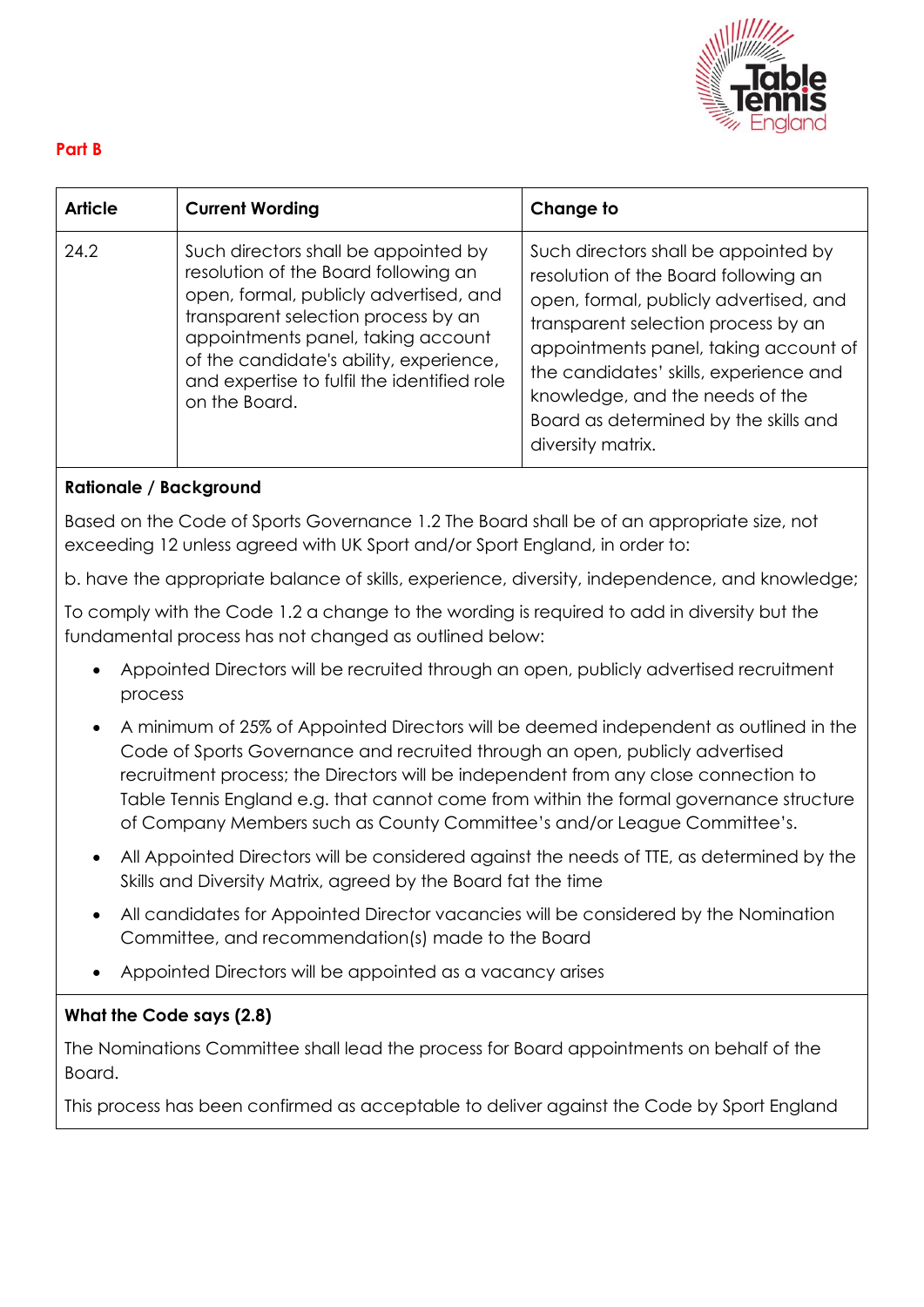**Part B**

| Article | Current Wording | Change to |
| --- | --- | --- |
| 24.2 | Such directors shall be appointed by resolution of the Board following an open, formal, publicly advertised, and transparent selection process by an appointments panel, taking account of the candidate's ability, experience, and expertise to fulfil the identified role on the Board. | Such directors shall be appointed by resolution of the Board following an open, formal, publicly advertised, and transparent selection process by an appointments panel, taking account of the candidates' skills, experience and knowledge, and the needs of the Board as determined by the skills and diversity matrix. |

**Rationale / Background**

Based on the Code of Sports Governance 1.2 The Board shall be of an appropriate size, not exceeding 12 unless agreed with UK Sport and/or Sport England, in order to:

b. have the appropriate balance of skills, experience, diversity, independence, and knowledge;

To comply with the Code 1.2 a change to the wording is required to add in diversity but the fundamental process has not changed as outlined below:

- Appointed Directors will be recruited through an open, publicly advertised recruitment process
- A minimum of 25% of Appointed Directors will be deemed independent as outlined in the Code of Sports Governance and recruited through an open, publicly advertised recruitment process; the Directors will be independent from any close connection to Table Tennis England e.g. that cannot come from within the formal governance structure of Company Members such as County Committee's and/or League Committee's.
- All Appointed Directors will be considered against the needs of TTE, as determined by the Skills and Diversity Matrix, agreed by the Board fat the time
- All candidates for Appointed Director vacancies will be considered by the Nomination Committee, and recommendation(s) made to the Board
- Appointed Directors will be appointed as a vacancy arises

**What the Code says (2.8)**

The Nominations Committee shall lead the process for Board appointments on behalf of the Board.

This process has been confirmed as acceptable to deliver against the Code by Sport England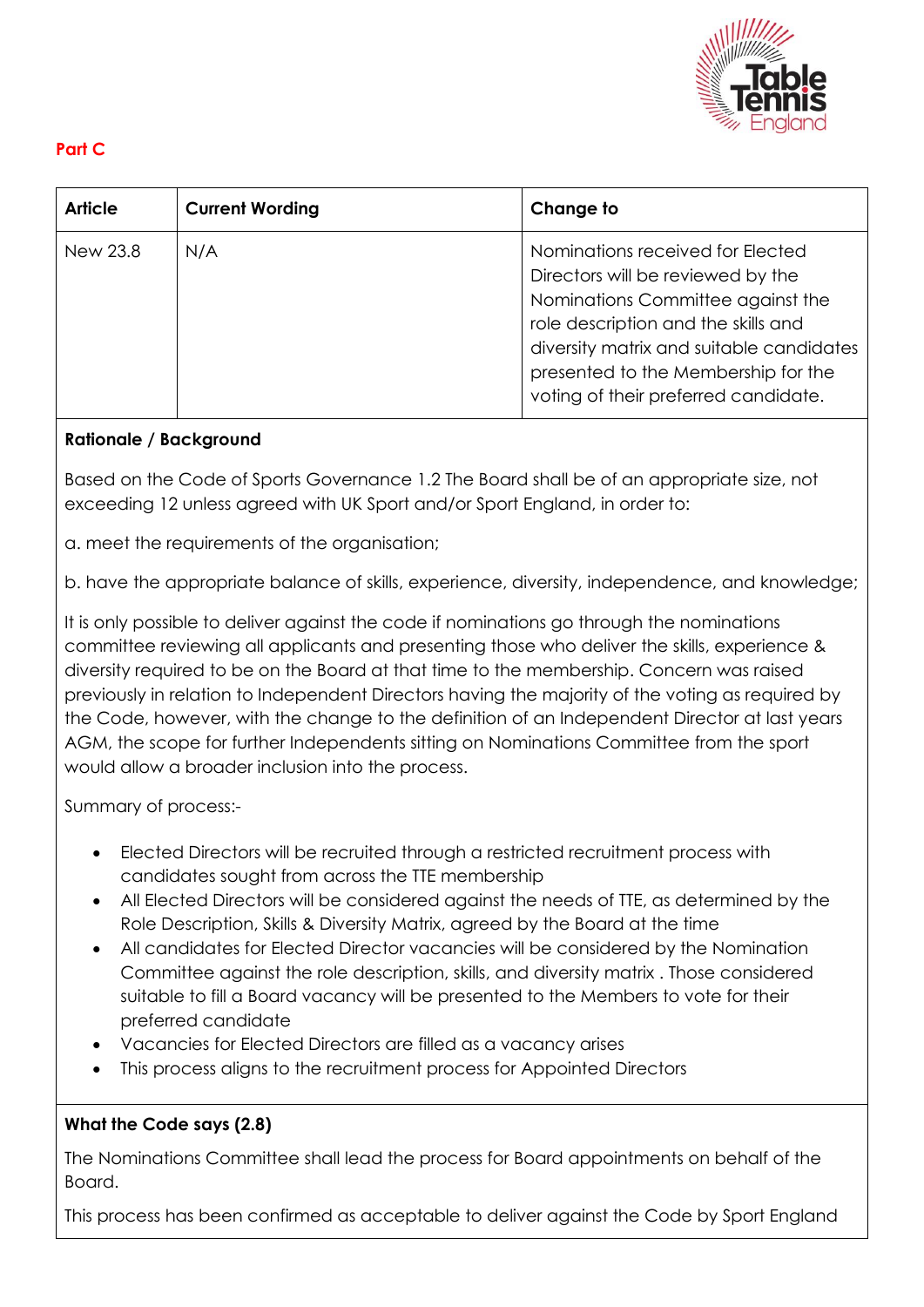**Part C**

| Article | Current Wording | Change to |
|---|---|---|
| New 23.8 | N/A | Nominations received for Elected Directors will be reviewed by the Nominations Committee against the role description and the skills and diversity matrix and suitable candidates presented to the Membership for the voting of their preferred candidate. |

**Rationale / Background**

Based on the Code of Sports Governance 1.2 The Board shall be of an appropriate size, not exceeding 12 unless agreed with UK Sport and/or Sport England, in order to:

a. meet the requirements of the organisation;

b. have the appropriate balance of skills, experience, diversity, independence, and knowledge;

It is only possible to deliver against the code if nominations go through the nominations committee reviewing all applicants and presenting those who deliver the skills, experience & diversity required to be on the Board at that time to the membership. Concern was raised previously in relation to Independent Directors having the majority of the voting as required by the Code, however, with the change to the definition of an Independent Director at last years AGM, the scope for further Independents sitting on Nominations Committee from the sport would allow a broader inclusion into the process.

Summary of process:-

- Elected Directors will be recruited through a restricted recruitment process with candidates sought from across the TTE membership
- All Elected Directors will be considered against the needs of TTE, as determined by the Role Description, Skills & Diversity Matrix, agreed by the Board at the time
- All candidates for Elected Director vacancies will be considered by the Nomination Committee against the role description, skills, and diversity matrix . Those considered suitable to fill a Board vacancy will be presented to the Members to vote for their preferred candidate
- Vacancies for Elected Directors are filled as a vacancy arises
- This process aligns to the recruitment process for Appointed Directors

**What the Code says (2.8)**

The Nominations Committee shall lead the process for Board appointments on behalf of the Board.

This process has been confirmed as acceptable to deliver against the Code by Sport England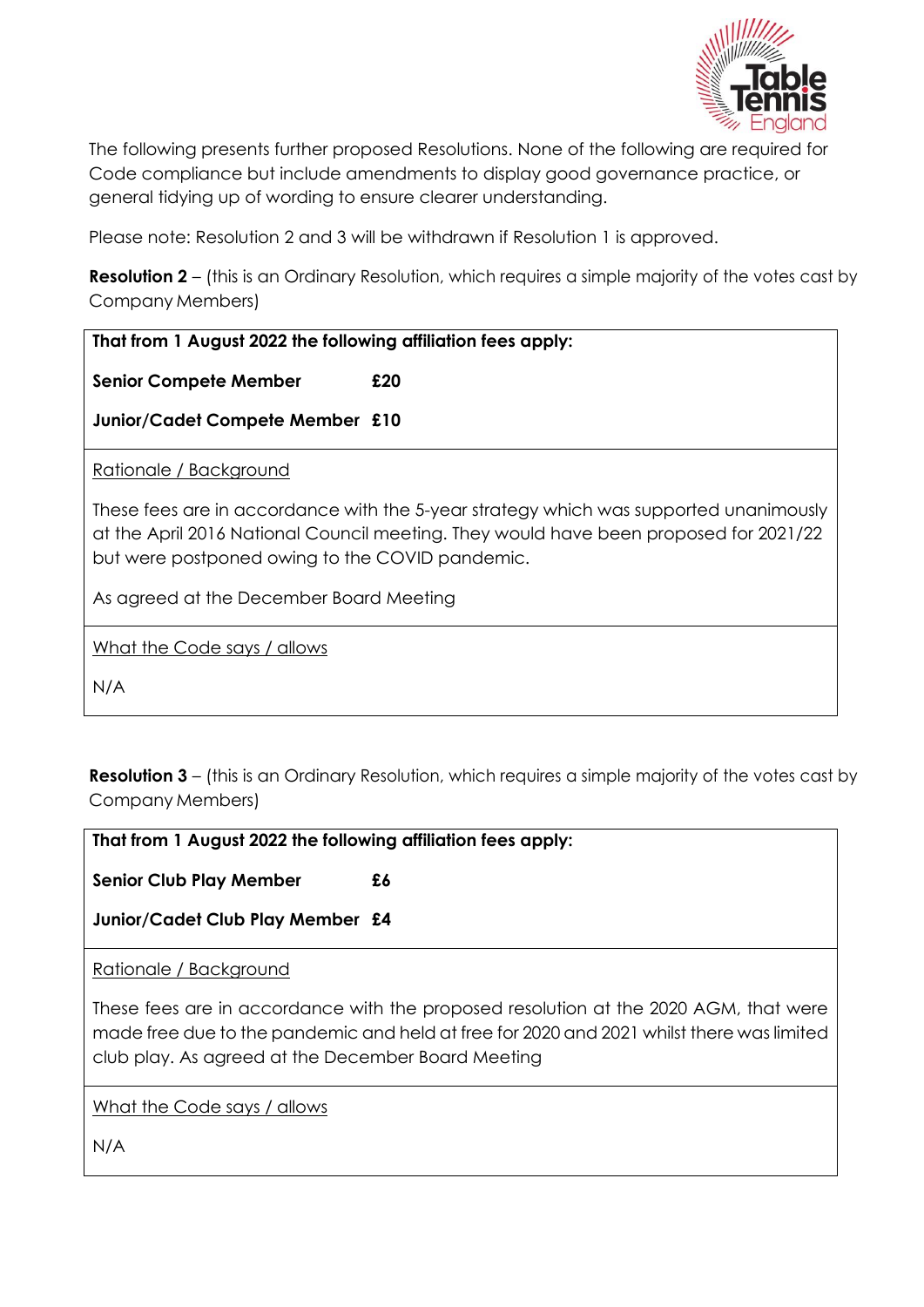The following presents further proposed Resolutions. None of the following are required for Code compliance but include amendments to display good governance practice, or general tidying up of wording to ensure clearer understanding.

Please note: Resolution 2 and 3 will be withdrawn if Resolution 1 is approved.

**Resolution 2** – (this is an Ordinary Resolution, which requires a simple majority of the votes cast by Company Members)

| **That from 1 August 2022 the following affiliation fees apply:**<br><br>**Senior Compete Member £20**<br><br>**Junior/Cadet Compete Member £10** |
|---|
| Rationale / Background<br><br>These fees are in accordance with the 5-year strategy which was supported unanimously at the April 2016 National Council meeting. They would have been proposed for 2021/22 but were postponed owing to the COVID pandemic.<br><br>As agreed at the December Board Meeting |
| What the Code says / allows<br><br>N/A |

**Resolution 3** – (this is an Ordinary Resolution, which requires a simple majority of the votes cast by Company Members)

| **That from 1 August 2022 the following affiliation fees apply:**<br><br>**Senior Club Play Member £6**<br><br>**Junior/Cadet Club Play Member £4** |
|---|
| Rationale / Background<br><br>These fees are in accordance with the proposed resolution at the 2020 AGM, that were made free due to the pandemic and held at free for 2020 and 2021 whilst there was limited club play. As agreed at the December Board Meeting |
| What the Code says / allows<br><br>N/A |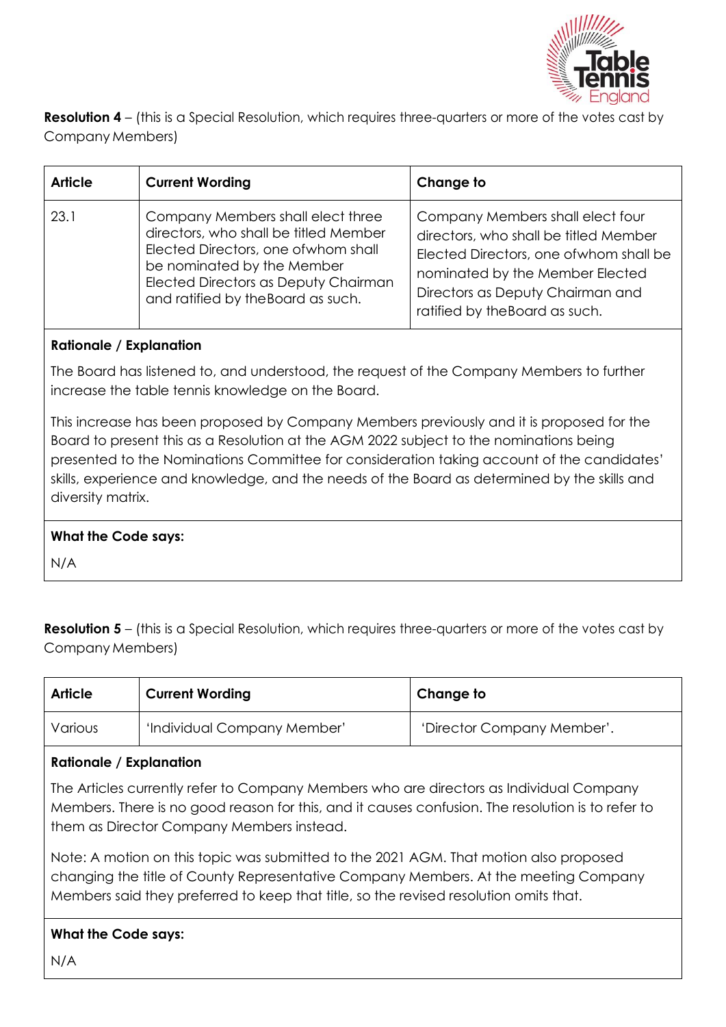**Resolution 4** – (this is a Special Resolution, which requires three-quarters or more of the votes cast by Company Members)

| Article | Current Wording | Change to |
| --- | --- | --- |
| 23.1 | Company Members shall elect three directors, who shall be titled Member Elected Directors, one ofwhom shall be nominated by the Member Elected Directors as Deputy Chairman and ratified by theBoard as such. | Company Members shall elect four directors, who shall be titled Member Elected Directors, one ofwhom shall be nominated by the Member Elected Directors as Deputy Chairman and ratified by theBoard as such. |

**Rationale / Explanation**

The Board has listened to, and understood, the request of the Company Members to further increase the table tennis knowledge on the Board.

This increase has been proposed by Company Members previously and it is proposed for the Board to present this as a Resolution at the AGM 2022 subject to the nominations being presented to the Nominations Committee for consideration taking account of the candidates' skills, experience and knowledge, and the needs of the Board as determined by the skills and diversity matrix.

**What the Code says:**

N/A

**Resolution 5** – (this is a Special Resolution, which requires three-quarters or more of the votes cast by Company Members)

| Article | Current Wording | Change to |
| --- | --- | --- |
| Various | 'Individual Company Member' | 'Director Company Member'. |

**Rationale / Explanation**

The Articles currently refer to Company Members who are directors as Individual Company Members. There is no good reason for this, and it causes confusion. The resolution is to refer to them as Director Company Members instead.

Note: A motion on this topic was submitted to the 2021 AGM. That motion also proposed changing the title of County Representative Company Members. At the meeting Company Members said they preferred to keep that title, so the revised resolution omits that.

**What the Code says:**

N/A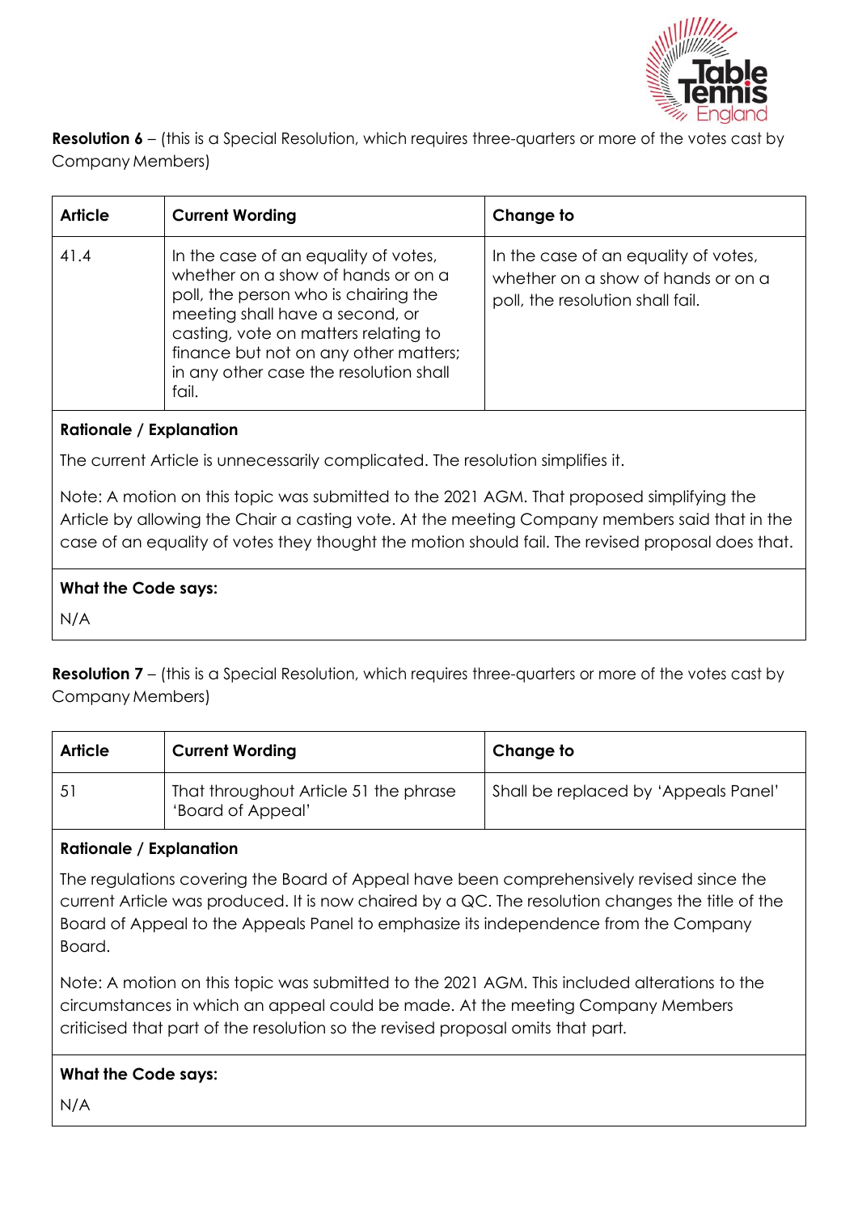**Resolution 6** – (this is a Special Resolution, which requires three-quarters or more of the votes cast by Company Members)

| Article | Current Wording | Change to |
|---|---|---|
| 41.4 | In the case of an equality of votes, whether on a show of hands or on a poll, the person who is chairing the meeting shall have a second, or casting, vote on matters relating to finance but not on any other matters; in any other case the resolution shall fail. | In the case of an equality of votes, whether on a show of hands or on a poll, the resolution shall fail. |

**Rationale / Explanation**

The current Article is unnecessarily complicated. The resolution simplifies it.

Note: A motion on this topic was submitted to the 2021 AGM. That proposed simplifying the Article by allowing the Chair a casting vote. At the meeting Company members said that in the case of an equality of votes they thought the motion should fail. The revised proposal does that.

**What the Code says:**

N/A

**Resolution 7** – (this is a Special Resolution, which requires three-quarters or more of the votes cast by Company Members)

| Article | Current Wording | Change to |
|---|---|---|
| 51 | That throughout Article 51 the phrase 'Board of Appeal' | Shall be replaced by 'Appeals Panel' |

**Rationale / Explanation**

The regulations covering the Board of Appeal have been comprehensively revised since the current Article was produced. It is now chaired by a QC. The resolution changes the title of the Board of Appeal to the Appeals Panel to emphasize its independence from the Company Board.

Note: A motion on this topic was submitted to the 2021 AGM. This included alterations to the circumstances in which an appeal could be made. At the meeting Company Members criticised that part of the resolution so the revised proposal omits that part.

**What the Code says:**

N/A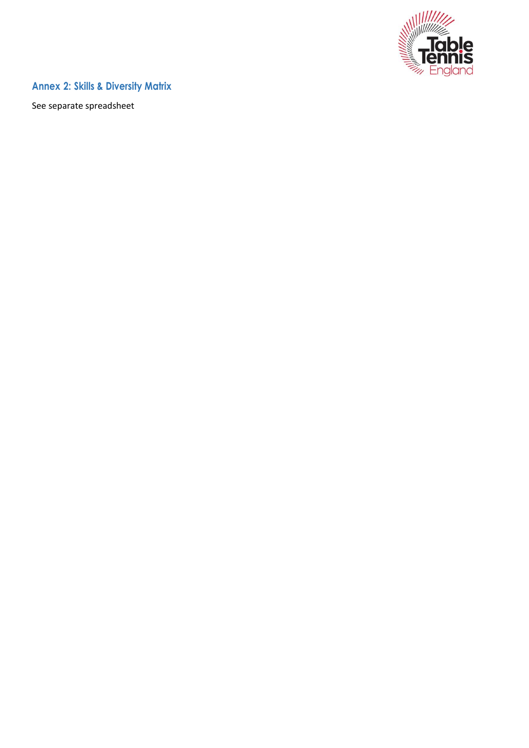## Annex 2: Skills & Diversity Matrix

See separate spreadsheet